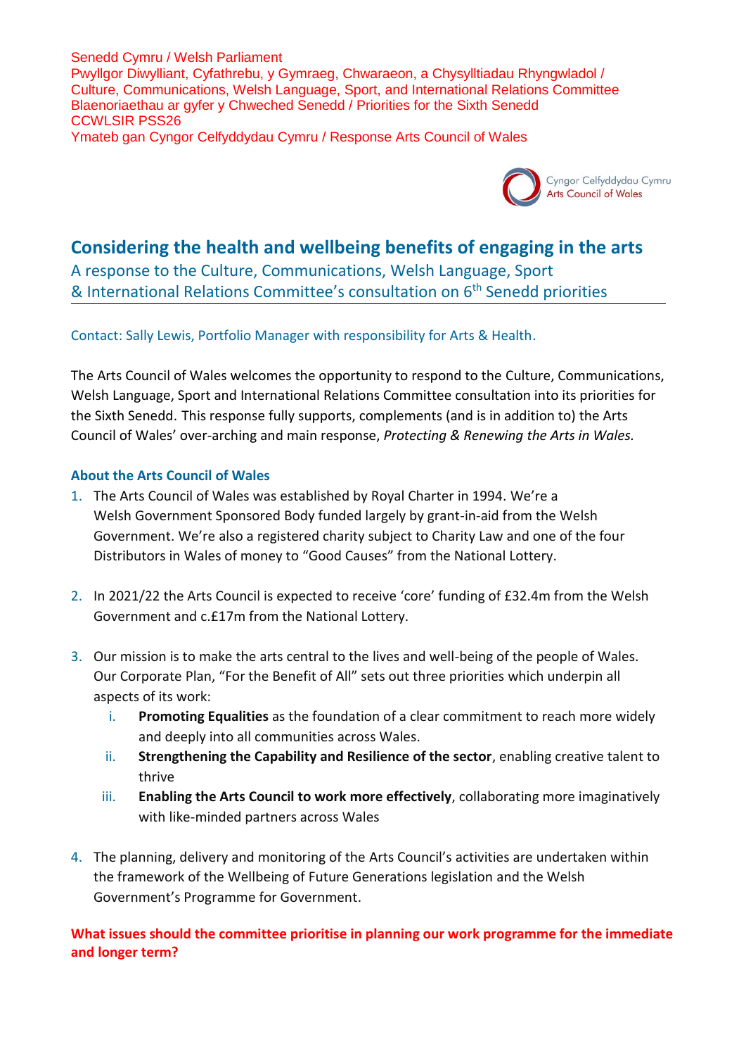Senedd Cymru / Welsh Parliament
Pwyllgor Diwylliant, Cyfathrebu, y Gymraeg, Chwaraeon, a Chysylltiadau Rhyngwladol / Culture, Communications, Welsh Language, Sport, and International Relations Committee
Blaenoriaethau ar gyfer y Chweched Senedd / Priorities for the Sixth Senedd
CCWLSIR PSS26
Ymateb gan Cyngor Celfyddydau Cymru / Response Arts Council of Wales

Cyngor Celfyddydau Cymru
Arts Council of Wales

# Considering the health and wellbeing benefits of engaging in the arts

## A response to the Culture, Communications, Welsh Language, Sport & International Relations Committee's consultation on 6th Senedd priorities

Contact: Sally Lewis, Portfolio Manager with responsibility for Arts & Health.

The Arts Council of Wales welcomes the opportunity to respond to the Culture, Communications, Welsh Language, Sport and International Relations Committee consultation into its priorities for the Sixth Senedd. This response fully supports, complements (and is in addition to) the Arts Council of Wales' over-arching and main response, *Protecting & Renewing the Arts in Wales.*

### About the Arts Council of Wales

1. The Arts Council of Wales was established by Royal Charter in 1994. We're a Welsh Government Sponsored Body funded largely by grant-in-aid from the Welsh Government. We're also a registered charity subject to Charity Law and one of the four Distributors in Wales of money to "Good Causes" from the National Lottery.

2. In 2021/22 the Arts Council is expected to receive 'core' funding of £32.4m from the Welsh Government and c.£17m from the National Lottery.

3. Our mission is to make the arts central to the lives and well-being of the people of Wales. Our Corporate Plan, "For the Benefit of All" sets out three priorities which underpin all aspects of its work:
   i. **Promoting Equalities** as the foundation of a clear commitment to reach more widely and deeply into all communities across Wales.
   ii. **Strengthening the Capability and Resilience of the sector**, enabling creative talent to thrive
   iii. **Enabling the Arts Council to work more effectively**, collaborating more imaginatively with like-minded partners across Wales

4. The planning, delivery and monitoring of the Arts Council's activities are undertaken within the framework of the Wellbeing of Future Generations legislation and the Welsh Government's Programme for Government.

**What issues should the committee prioritise in planning our work programme for the immediate and longer term?**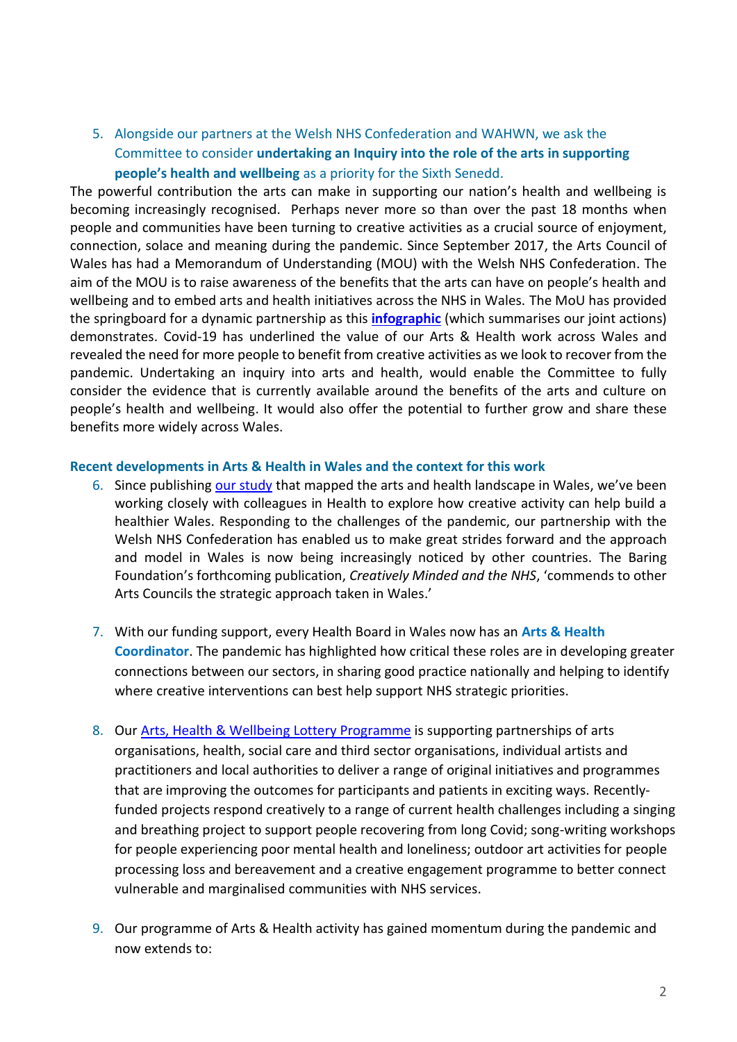5. Alongside our partners at the Welsh NHS Confederation and WAHWN, we ask the Committee to consider **undertaking an Inquiry into the role of the arts in supporting people's health and wellbeing** as a priority for the Sixth Senedd.

The powerful contribution the arts can make in supporting our nation's health and wellbeing is becoming increasingly recognised. Perhaps never more so than over the past 18 months when people and communities have been turning to creative activities as a crucial source of enjoyment, connection, solace and meaning during the pandemic. Since September 2017, the Arts Council of Wales has had a Memorandum of Understanding (MOU) with the Welsh NHS Confederation. The aim of the MOU is to raise awareness of the benefits that the arts can have on people's health and wellbeing and to embed arts and health initiatives across the NHS in Wales. The MoU has provided the springboard for a dynamic partnership as this **infographic** (which summarises our joint actions) demonstrates. Covid-19 has underlined the value of our Arts & Health work across Wales and revealed the need for more people to benefit from creative activities as we look to recover from the pandemic. Undertaking an inquiry into arts and health, would enable the Committee to fully consider the evidence that is currently available around the benefits of the arts and culture on people's health and wellbeing. It would also offer the potential to further grow and share these benefits more widely across Wales.

### Recent developments in Arts & Health in Wales and the context for this work

6. Since publishing our study that mapped the arts and health landscape in Wales, we've been working closely with colleagues in Health to explore how creative activity can help build a healthier Wales. Responding to the challenges of the pandemic, our partnership with the Welsh NHS Confederation has enabled us to make great strides forward and the approach and model in Wales is now being increasingly noticed by other countries. The Baring Foundation's forthcoming publication, *Creatively Minded and the NHS*, 'commends to other Arts Councils the strategic approach taken in Wales.'

7. With our funding support, every Health Board in Wales now has an **Arts & Health Coordinator**. The pandemic has highlighted how critical these roles are in developing greater connections between our sectors, in sharing good practice nationally and helping to identify where creative interventions can best help support NHS strategic priorities.

8. Our Arts, Health & Wellbeing Lottery Programme is supporting partnerships of arts organisations, health, social care and third sector organisations, individual artists and practitioners and local authorities to deliver a range of original initiatives and programmes that are improving the outcomes for participants and patients in exciting ways. Recently-funded projects respond creatively to a range of current health challenges including a singing and breathing project to support people recovering from long Covid; song-writing workshops for people experiencing poor mental health and loneliness; outdoor art activities for people processing loss and bereavement and a creative engagement programme to better connect vulnerable and marginalised communities with NHS services.

9. Our programme of Arts & Health activity has gained momentum during the pandemic and now extends to: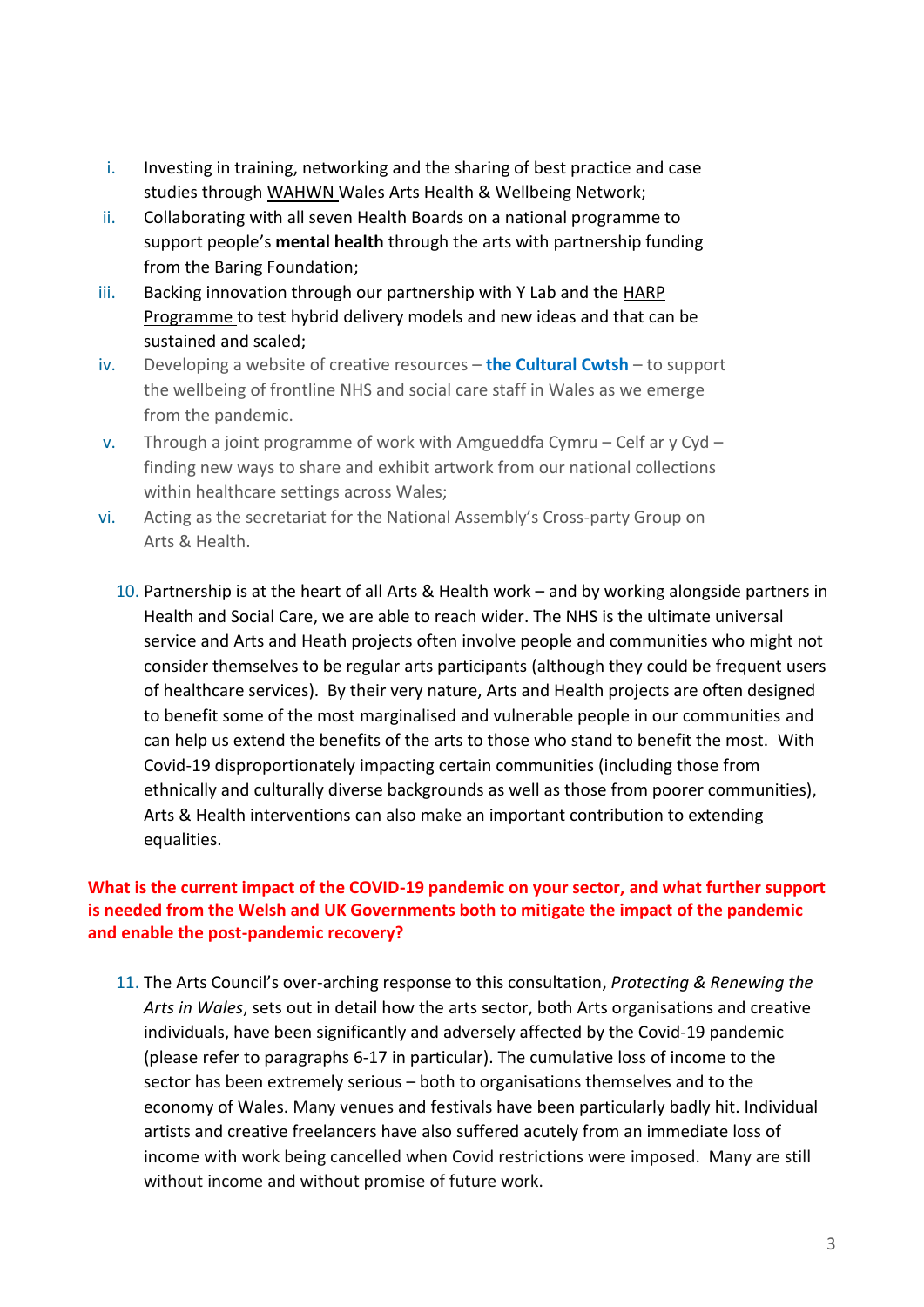i. Investing in training, networking and the sharing of best practice and case studies through WAHWN Wales Arts Health & Wellbeing Network;
ii. Collaborating with all seven Health Boards on a national programme to support people's **mental health** through the arts with partnership funding from the Baring Foundation;
iii. Backing innovation through our partnership with Y Lab and the HARP Programme to test hybrid delivery models and new ideas and that can be sustained and scaled;
iv. Developing a website of creative resources – **the Cultural Cwtsh** – to support the wellbeing of frontline NHS and social care staff in Wales as we emerge from the pandemic.
v. Through a joint programme of work with Amgueddfa Cymru – Celf ar y Cyd – finding new ways to share and exhibit artwork from our national collections within healthcare settings across Wales;
vi. Acting as the secretariat for the National Assembly's Cross-party Group on Arts & Health.

10. Partnership is at the heart of all Arts & Health work – and by working alongside partners in Health and Social Care, we are able to reach wider. The NHS is the ultimate universal service and Arts and Heath projects often involve people and communities who might not consider themselves to be regular arts participants (although they could be frequent users of healthcare services). By their very nature, Arts and Health projects are often designed to benefit some of the most marginalised and vulnerable people in our communities and can help us extend the benefits of the arts to those who stand to benefit the most. With Covid-19 disproportionately impacting certain communities (including those from ethnically and culturally diverse backgrounds as well as those from poorer communities), Arts & Health interventions can also make an important contribution to extending equalities.

**What is the current impact of the COVID-19 pandemic on your sector, and what further support is needed from the Welsh and UK Governments both to mitigate the impact of the pandemic and enable the post-pandemic recovery?**

11. The Arts Council's over-arching response to this consultation, *Protecting & Renewing the Arts in Wales*, sets out in detail how the arts sector, both Arts organisations and creative individuals, have been significantly and adversely affected by the Covid-19 pandemic (please refer to paragraphs 6-17 in particular). The cumulative loss of income to the sector has been extremely serious – both to organisations themselves and to the economy of Wales. Many venues and festivals have been particularly badly hit. Individual artists and creative freelancers have also suffered acutely from an immediate loss of income with work being cancelled when Covid restrictions were imposed. Many are still without income and without promise of future work.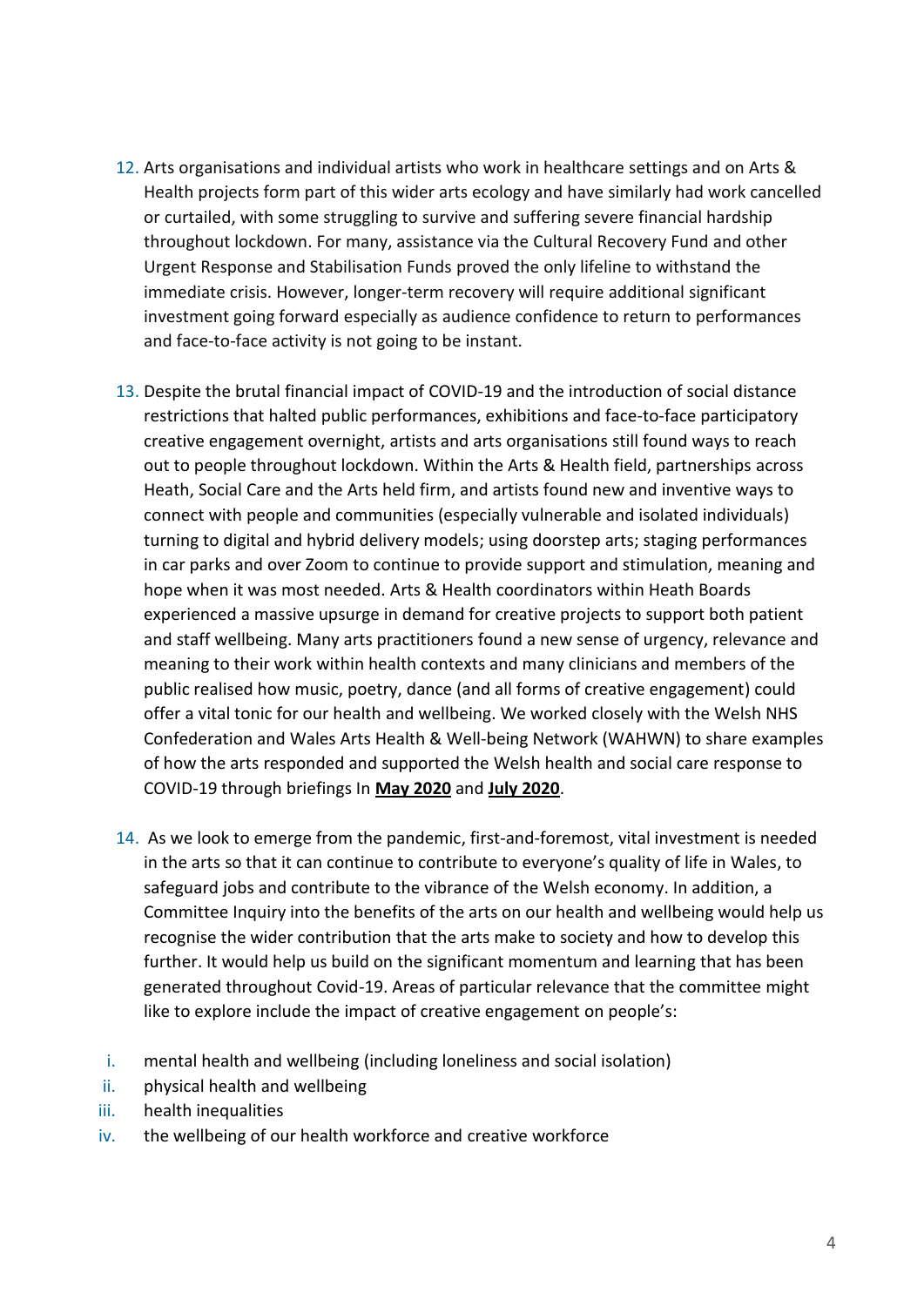12. Arts organisations and individual artists who work in healthcare settings and on Arts & Health projects form part of this wider arts ecology and have similarly had work cancelled or curtailed, with some struggling to survive and suffering severe financial hardship throughout lockdown. For many, assistance via the Cultural Recovery Fund and other Urgent Response and Stabilisation Funds proved the only lifeline to withstand the immediate crisis. However, longer-term recovery will require additional significant investment going forward especially as audience confidence to return to performances and face-to-face activity is not going to be instant.

13. Despite the brutal financial impact of COVID-19 and the introduction of social distance restrictions that halted public performances, exhibitions and face-to-face participatory creative engagement overnight, artists and arts organisations still found ways to reach out to people throughout lockdown. Within the Arts & Health field, partnerships across Heath, Social Care and the Arts held firm, and artists found new and inventive ways to connect with people and communities (especially vulnerable and isolated individuals) turning to digital and hybrid delivery models; using doorstep arts; staging performances in car parks and over Zoom to continue to provide support and stimulation, meaning and hope when it was most needed. Arts & Health coordinators within Heath Boards experienced a massive upsurge in demand for creative projects to support both patient and staff wellbeing. Many arts practitioners found a new sense of urgency, relevance and meaning to their work within health contexts and many clinicians and members of the public realised how music, poetry, dance (and all forms of creative engagement) could offer a vital tonic for our health and wellbeing. We worked closely with the Welsh NHS Confederation and Wales Arts Health & Well-being Network (WAHWN) to share examples of how the arts responded and supported the Welsh health and social care response to COVID-19 through briefings In **May 2020** and **July 2020**.

14. As we look to emerge from the pandemic, first-and-foremost, vital investment is needed in the arts so that it can continue to contribute to everyone's quality of life in Wales, to safeguard jobs and contribute to the vibrance of the Welsh economy. In addition, a Committee Inquiry into the benefits of the arts on our health and wellbeing would help us recognise the wider contribution that the arts make to society and how to develop this further. It would help us build on the significant momentum and learning that has been generated throughout Covid-19. Areas of particular relevance that the committee might like to explore include the impact of creative engagement on people's:

i. mental health and wellbeing (including loneliness and social isolation)
ii. physical health and wellbeing
iii. health inequalities
iv. the wellbeing of our health workforce and creative workforce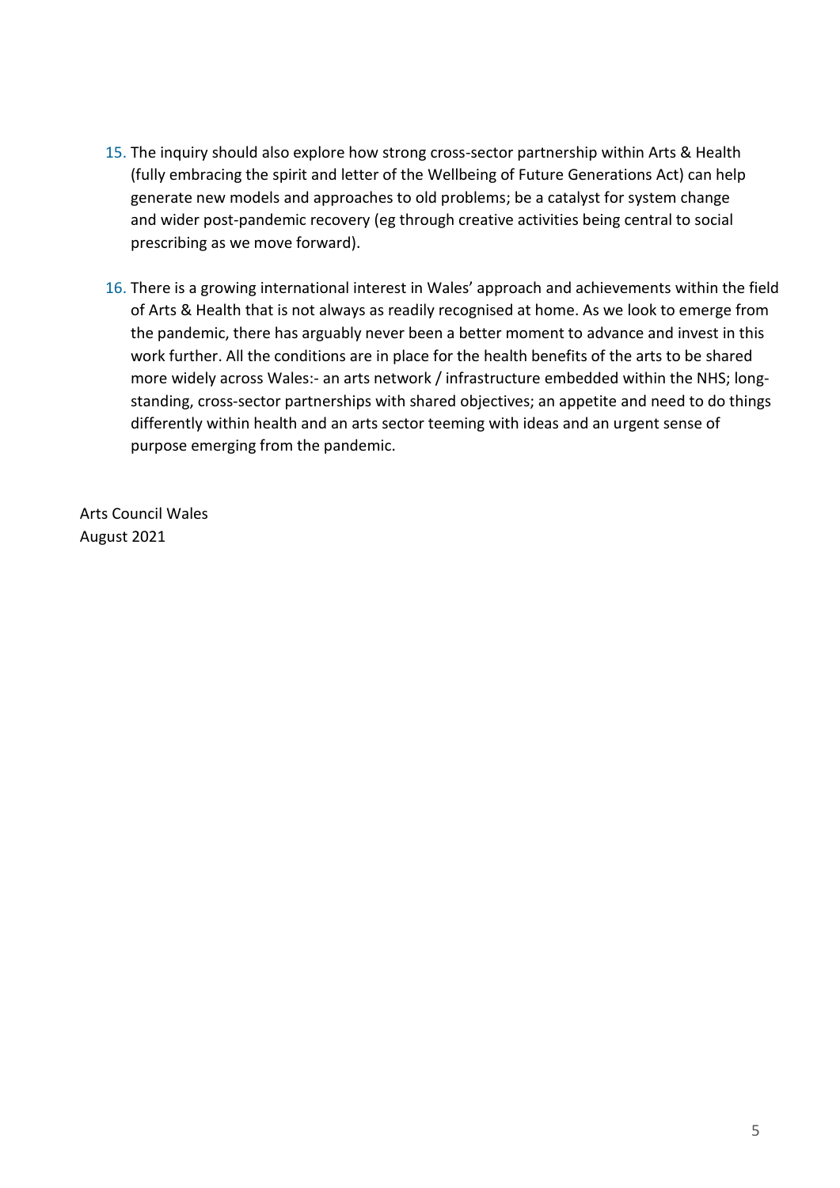15. The inquiry should also explore how strong cross-sector partnership within Arts & Health (fully embracing the spirit and letter of the Wellbeing of Future Generations Act) can help generate new models and approaches to old problems; be a catalyst for system change and wider post-pandemic recovery (eg through creative activities being central to social prescribing as we move forward).

16. There is a growing international interest in Wales' approach and achievements within the field of Arts & Health that is not always as readily recognised at home. As we look to emerge from the pandemic, there has arguably never been a better moment to advance and invest in this work further. All the conditions are in place for the health benefits of the arts to be shared more widely across Wales:- an arts network / infrastructure embedded within the NHS; long-standing, cross-sector partnerships with shared objectives; an appetite and need to do things differently within health and an arts sector teeming with ideas and an urgent sense of purpose emerging from the pandemic.

Arts Council Wales
August 2021